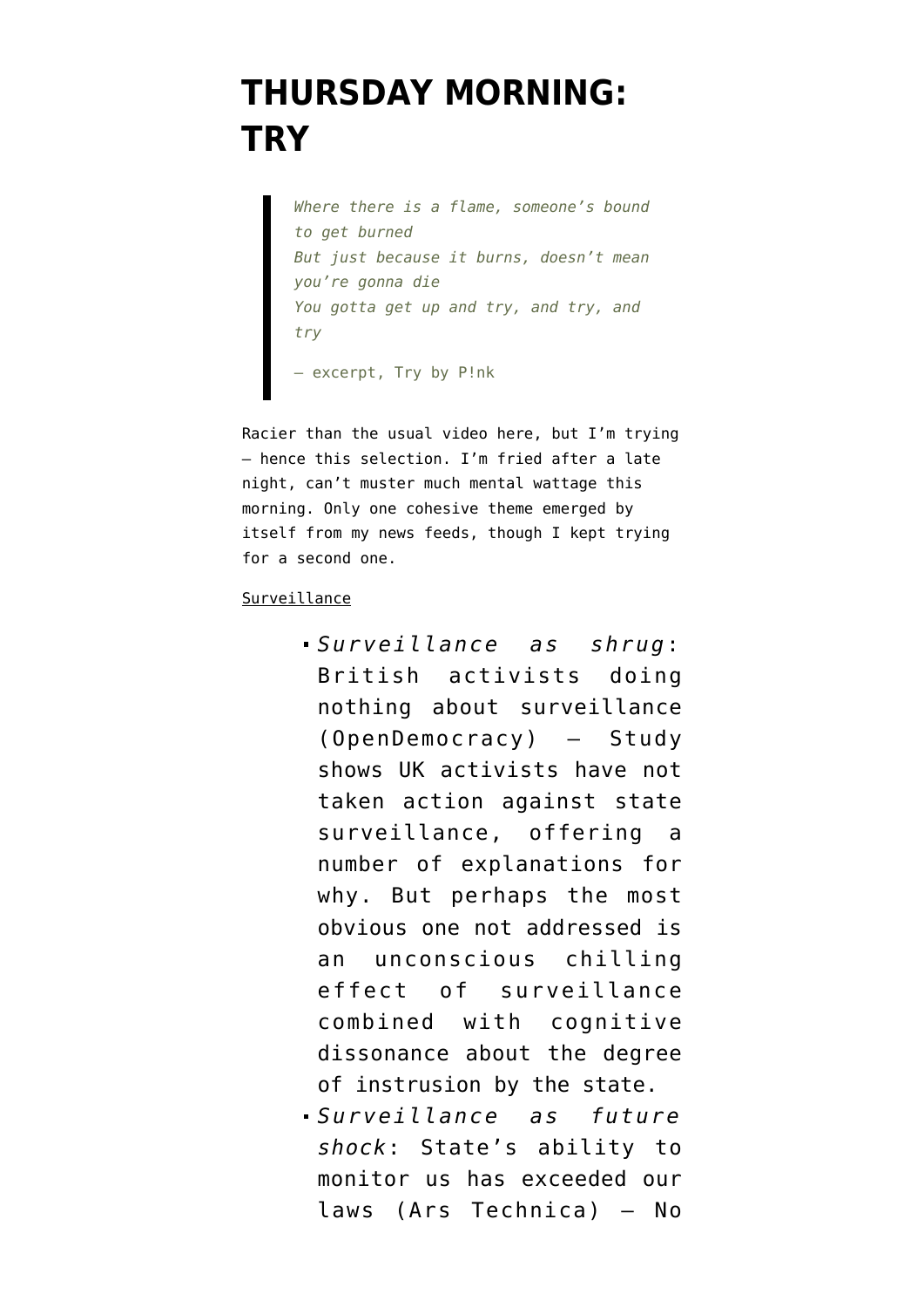# THURSDAY MORNING: TRY

> *Where there is a flame, someone's bound to get burned*
> *But just because it burns, doesn't mean you're gonna die*
> *You gotta get up and try, and try, and try*
>
> — excerpt, Try by P!nk

Racier than the usual video here, but I'm trying — hence this selection. I'm fried after a late night, can't muster much mental wattage this morning. Only one cohesive theme emerged by itself from my news feeds, though I kept trying for a second one.

Surveillance

- *Surveillance as shrug*: British activists doing nothing about surveillance (OpenDemocracy) — Study shows UK activists have not taken action against state surveillance, offering a number of explanations for why. But perhaps the most obvious one not addressed is an unconscious chilling effect of surveillance combined with cognitive dissonance about the degree of instrusion by the state.
- *Surveillance as future shock*: State's ability to monitor us has exceeded our laws (Ars Technica) — No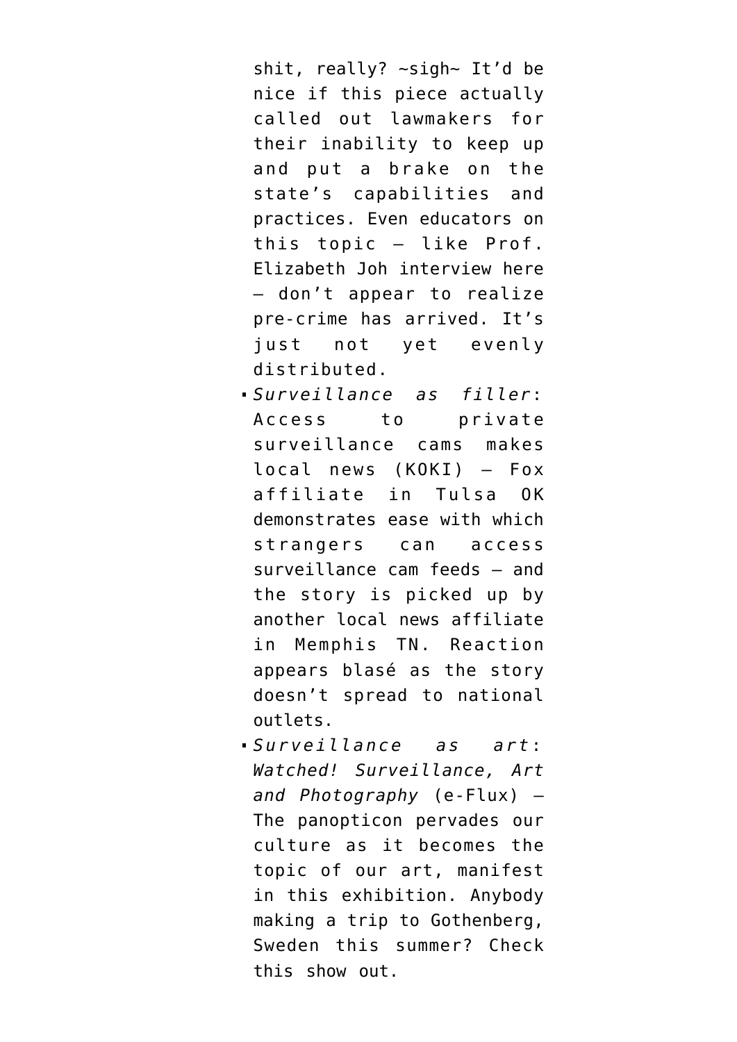shit, really? ~sigh~ It'd be nice if this piece actually called out lawmakers for their inability to keep up and put a brake on the state's capabilities and practices. Even educators on this topic — like Prof. Elizabeth Joh interview here — don't appear to realize pre-crime has arrived. It's just not yet evenly distributed.

- *Surveillance as filler*: Access to private surveillance cams makes local news (KOKI) — Fox affiliate in Tulsa OK demonstrates ease with which strangers can access surveillance cam feeds — and the story is picked up by another local news affiliate in Memphis TN. Reaction appears blasé as the story doesn't spread to national outlets.
- *Surveillance as art*: *Watched! Surveillance, Art and Photography* (e-Flux) — The panopticon pervades our culture as it becomes the topic of our art, manifest in this exhibition. Anybody making a trip to Gothenberg, Sweden this summer? Check this show out.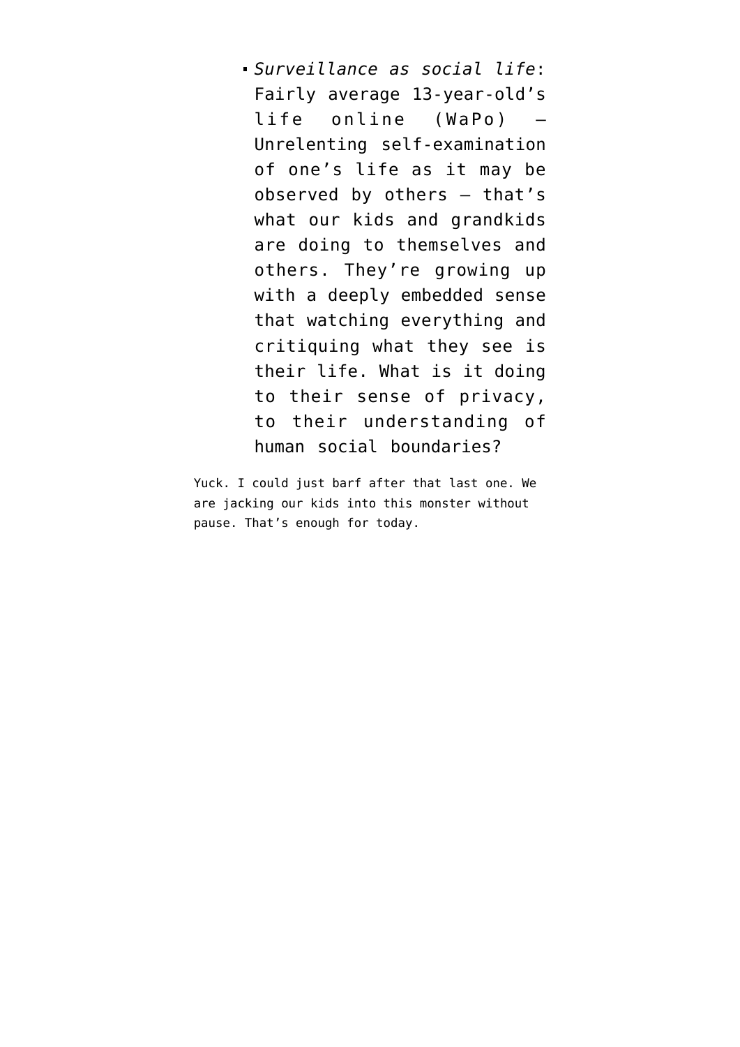- *Surveillance as social life*: Fairly average 13-year-old's life online (WaPo) — Unrelenting self-examination of one's life as it may be observed by others — that's what our kids and grandkids are doing to themselves and others. They're growing up with a deeply embedded sense that watching everything and critiquing what they see is their life. What is it doing to their sense of privacy, to their understanding of human social boundaries?

Yuck. I could just barf after that last one. We are jacking our kids into this monster without pause. That's enough for today.